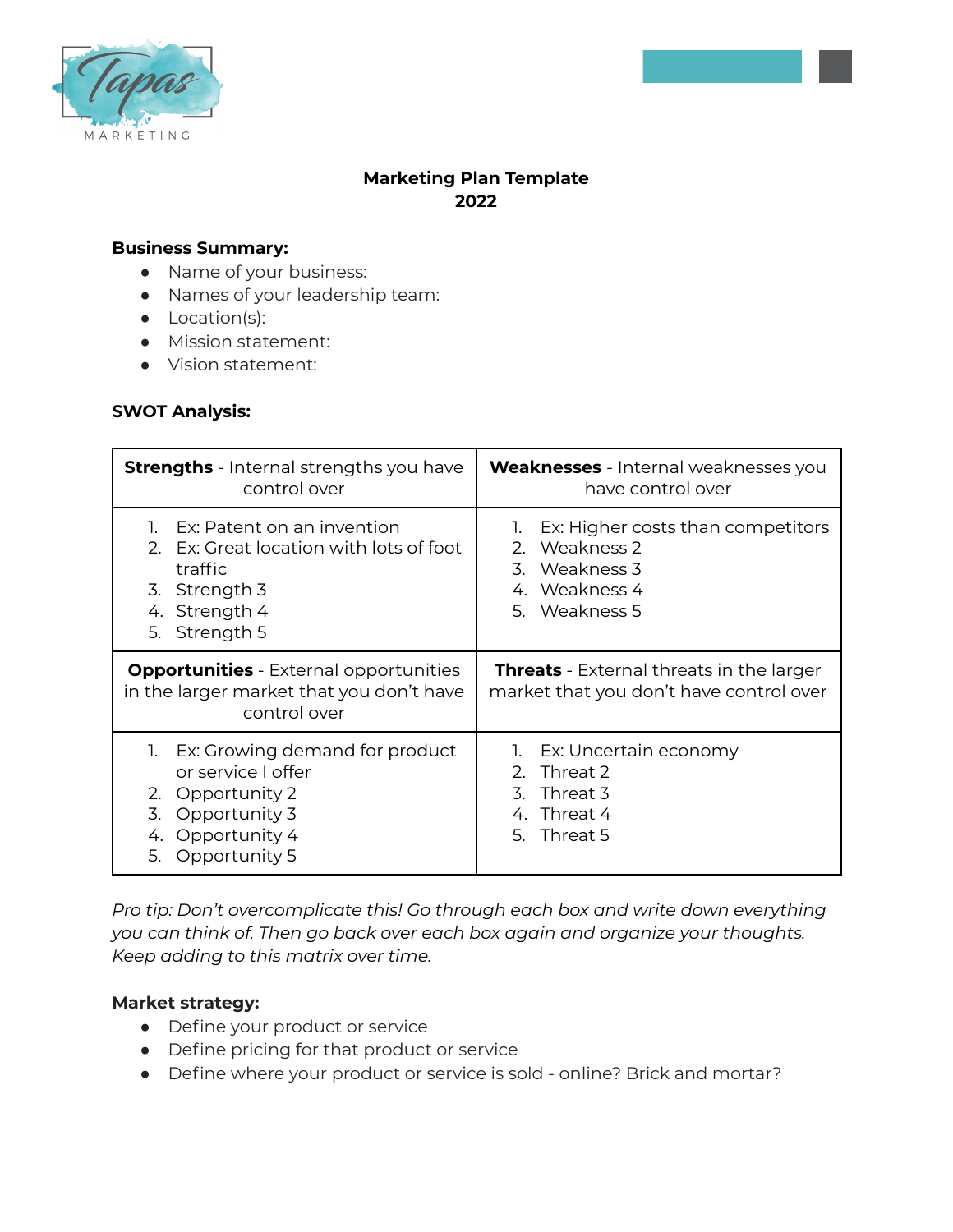# Marketing Plan Template
## 2022

**Business Summary:**

- Name of your business:
- Names of your leadership team:
- Location(s):
- Mission statement:
- Vision statement:

**SWOT Analysis:**

| **Strengths** - Internal strengths you have control over | **Weaknesses** - Internal weaknesses you have control over |
|---|---|
| 1. Ex: Patent on an invention<br>2. Ex: Great location with lots of foot traffic<br>3. Strength 3<br>4. Strength 4<br>5. Strength 5 | 1. Ex: Higher costs than competitors<br>2. Weakness 2<br>3. Weakness 3<br>4. Weakness 4<br>5. Weakness 5 |
| **Opportunities** - External opportunities in the larger market that you don't have control over | **Threats** - External threats in the larger market that you don't have control over |
| 1. Ex: Growing demand for product or service I offer<br>2. Opportunity 2<br>3. Opportunity 3<br>4. Opportunity 4<br>5. Opportunity 5 | 1. Ex: Uncertain economy<br>2. Threat 2<br>3. Threat 3<br>4. Threat 4<br>5. Threat 5 |

*Pro tip: Don't overcomplicate this! Go through each box and write down everything you can think of. Then go back over each box again and organize your thoughts. Keep adding to this matrix over time.*

**Market strategy:**

- Define your product or service
- Define pricing for that product or service
- Define where your product or service is sold - online? Brick and mortar?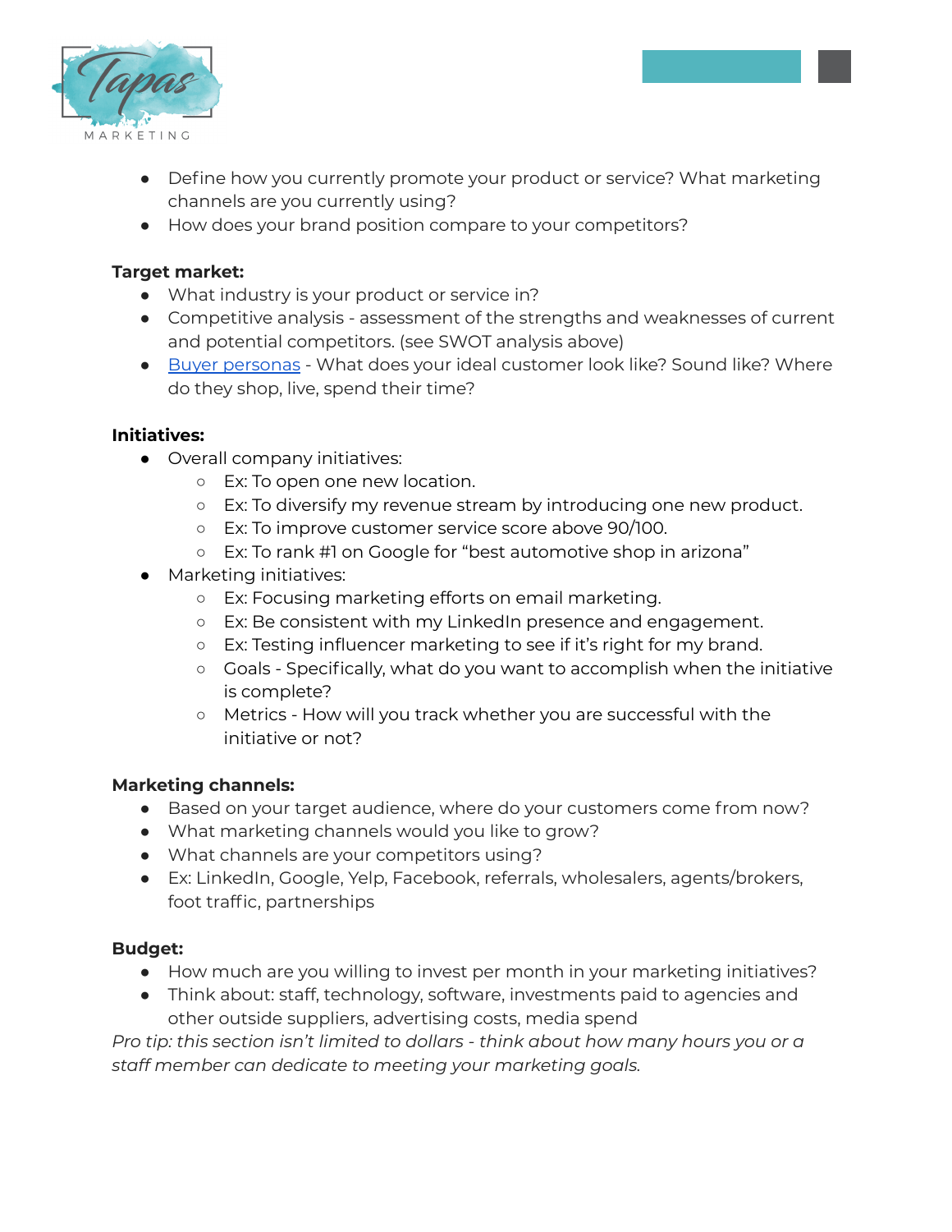- Define how you currently promote your product or service? What marketing channels are you currently using?
- How does your brand position compare to your competitors?

**Target market:**

- What industry is your product or service in?
- Competitive analysis - assessment of the strengths and weaknesses of current and potential competitors. (see SWOT analysis above)
- Buyer personas - What does your ideal customer look like? Sound like? Where do they shop, live, spend their time?

**Initiatives:**

- Overall company initiatives:
  - Ex: To open one new location.
  - Ex: To diversify my revenue stream by introducing one new product.
  - Ex: To improve customer service score above 90/100.
  - Ex: To rank #1 on Google for "best automotive shop in arizona"
- Marketing initiatives:
  - Ex: Focusing marketing efforts on email marketing.
  - Ex: Be consistent with my LinkedIn presence and engagement.
  - Ex: Testing influencer marketing to see if it's right for my brand.
  - Goals - Specifically, what do you want to accomplish when the initiative is complete?
  - Metrics - How will you track whether you are successful with the initiative or not?

**Marketing channels:**

- Based on your target audience, where do your customers come from now?
- What marketing channels would you like to grow?
- What channels are your competitors using?
- Ex: LinkedIn, Google, Yelp, Facebook, referrals, wholesalers, agents/brokers, foot traffic, partnerships

**Budget:**

- How much are you willing to invest per month in your marketing initiatives?
- Think about: staff, technology, software, investments paid to agencies and other outside suppliers, advertising costs, media spend

*Pro tip: this section isn't limited to dollars - think about how many hours you or a staff member can dedicate to meeting your marketing goals.*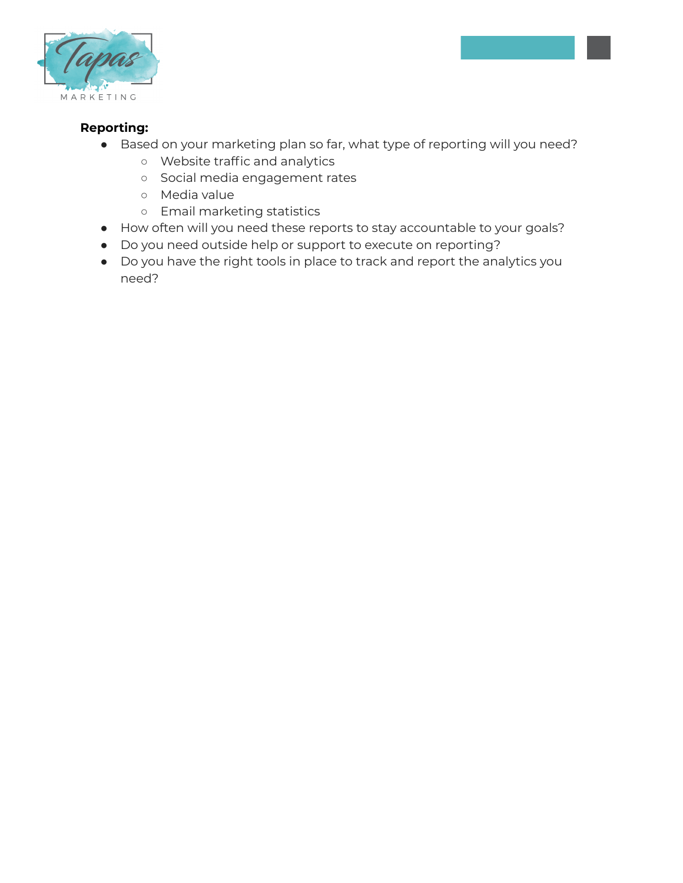**Reporting:**

- Based on your marketing plan so far, what type of reporting will you need?
  - Website traffic and analytics
  - Social media engagement rates
  - Media value
  - Email marketing statistics
- How often will you need these reports to stay accountable to your goals?
- Do you need outside help or support to execute on reporting?
- Do you have the right tools in place to track and report the analytics you need?